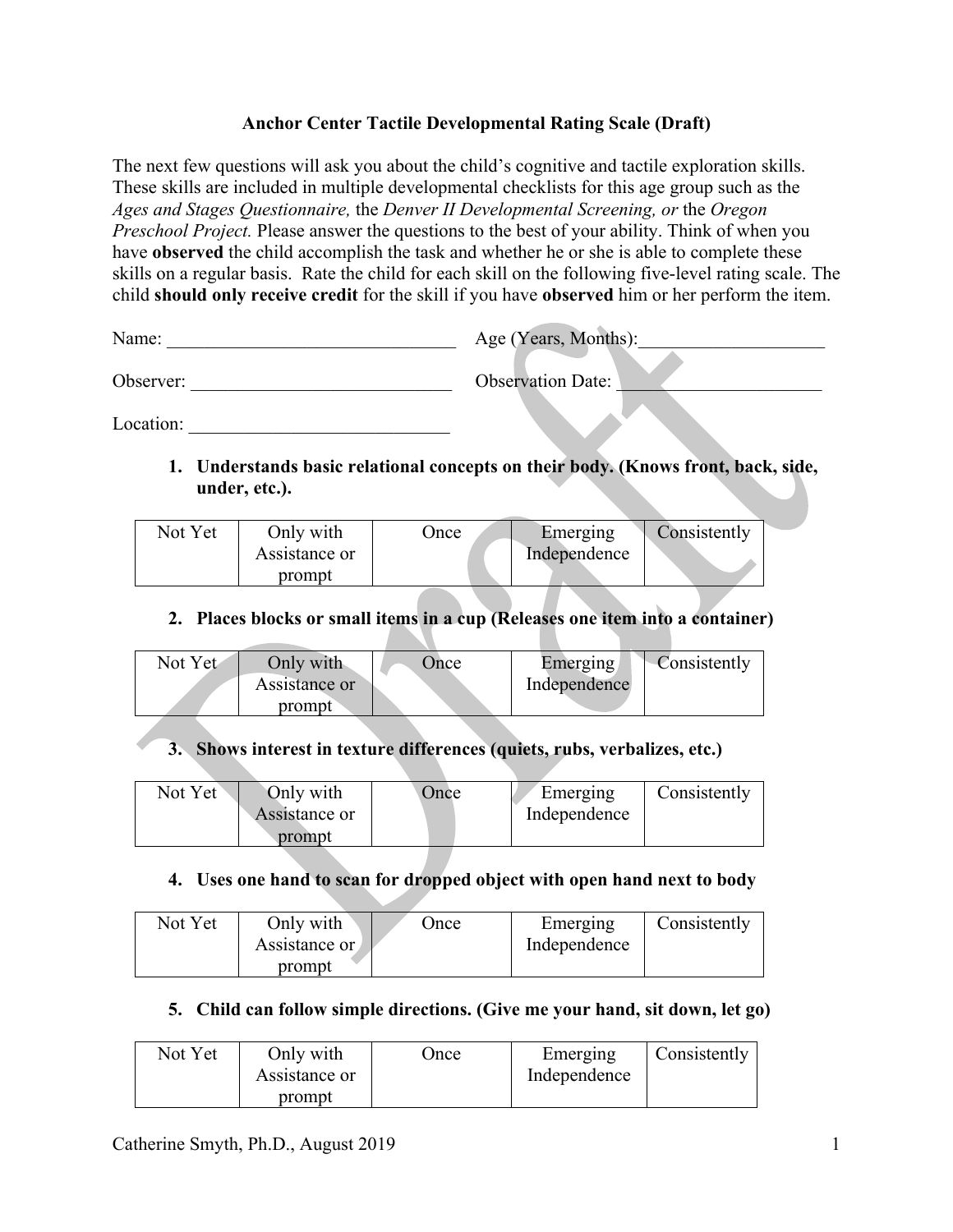# Anchor Center Tactile Developmental Rating Scale (Draft)

The next few questions will ask you about the child's cognitive and tactile exploration skills. These skills are included in multiple developmental checklists for this age group such as the *Ages and Stages Questionnaire,* the *Denver II Developmental Screening, or* the *Oregon Preschool Project.* Please answer the questions to the best of your ability. Think of when you have **observed** the child accomplish the task and whether he or she is able to complete these skills on a regular basis. Rate the child for each skill on the following five-level rating scale. The child **should only receive credit** for the skill if you have **observed** him or her perform the item.

Name: ________________________________ Age (Years, Months):____________________

Observer: ____________________________ Observation Date: ______________________

Location: ____________________________

1. **Understands basic relational concepts on their body. (Knows front, back, side, under, etc.).**

| Not Yet | Only with Assistance or prompt | Once | Emerging Independence | Consistently |
|---|---|---|---|---|
| | | | | |

2. **Places blocks or small items in a cup (Releases one item into a container)**

| Not Yet | Only with Assistance or prompt | Once | Emerging Independence | Consistently |
|---|---|---|---|---|
| | | | | |

3. **Shows interest in texture differences (quiets, rubs, verbalizes, etc.)**

| Not Yet | Only with Assistance or prompt | Once | Emerging Independence | Consistently |
|---|---|---|---|---|
| | | | | |

4. **Uses one hand to scan for dropped object with open hand next to body**

| Not Yet | Only with Assistance or prompt | Once | Emerging Independence | Consistently |
|---|---|---|---|---|
| | | | | |

5. **Child can follow simple directions. (Give me your hand, sit down, let go)**

| Not Yet | Only with Assistance or prompt | Once | Emerging Independence | Consistently |
|---|---|---|---|---|
| | | | | |

Catherine Smyth, Ph.D., August 2019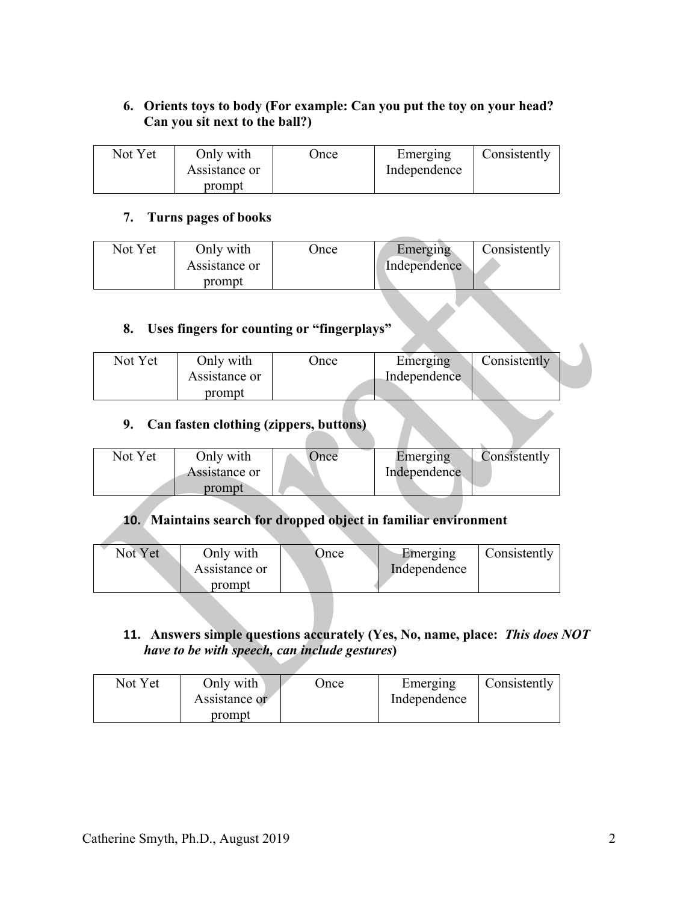**6. Orients toys to body (For example: Can you put the toy on your head? Can you sit next to the ball?)**

| Not Yet | Only with Assistance or prompt | Once | Emerging Independence | Consistently |
|---|---|---|---|---|
| | | | | |

**7. Turns pages of books**

| Not Yet | Only with Assistance or prompt | Once | Emerging Independence | Consistently |
|---|---|---|---|---|
| | | | | |

**8. Uses fingers for counting or "fingerplays"**

| Not Yet | Only with Assistance or prompt | Once | Emerging Independence | Consistently |
|---|---|---|---|---|
| | | | | |

**9. Can fasten clothing (zippers, buttons)**

| Not Yet | Only with Assistance or prompt | Once | Emerging Independence | Consistently |
|---|---|---|---|---|
| | | | | |

**10. Maintains search for dropped object in familiar environment**

| Not Yet | Only with Assistance or prompt | Once | Emerging Independence | Consistently |
|---|---|---|---|---|
| | | | | |

**11. Answers simple questions accurately (Yes, No, name, place: *This does NOT have to be with speech, can include gestures*)**

| Not Yet | Only with Assistance or prompt | Once | Emerging Independence | Consistently |
|---|---|---|---|---|
| | | | | |

Catherine Smyth, Ph.D., August 2019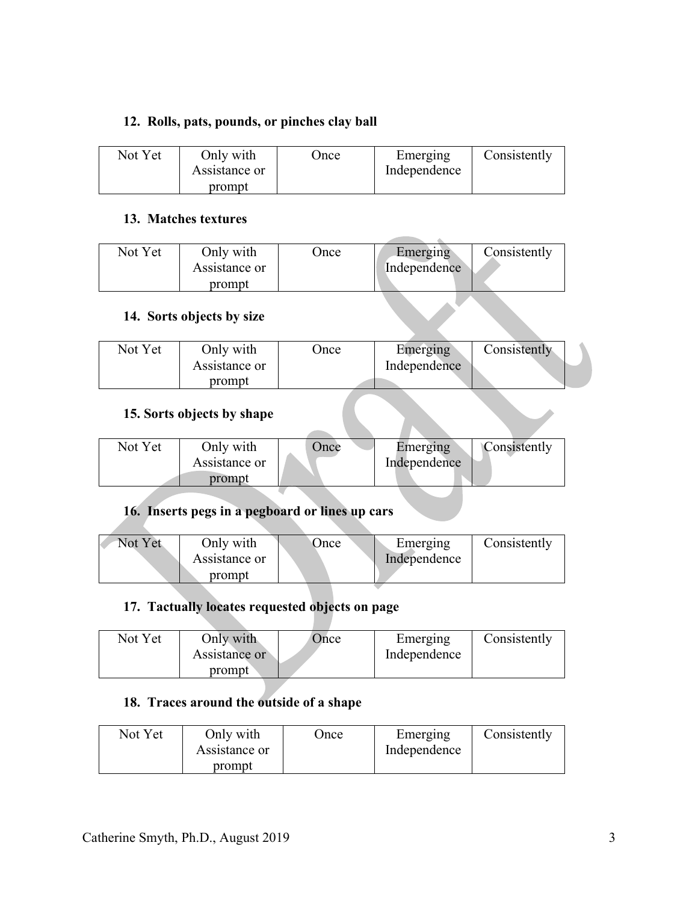### 12. Rolls, pats, pounds, or pinches clay ball

| Not Yet | Only with Assistance or prompt | Once | Emerging Independence | Consistently |
|---|---|---|---|---|

### 13. Matches textures

| Not Yet | Only with Assistance or prompt | Once | Emerging Independence | Consistently |
|---|---|---|---|---|

### 14. Sorts objects by size

| Not Yet | Only with Assistance or prompt | Once | Emerging Independence | Consistently |
|---|---|---|---|---|

### 15. Sorts objects by shape

| Not Yet | Only with Assistance or prompt | Once | Emerging Independence | Consistently |
|---|---|---|---|---|

### 16. Inserts pegs in a pegboard or lines up cars

| Not Yet | Only with Assistance or prompt | Once | Emerging Independence | Consistently |
|---|---|---|---|---|

### 17. Tactually locates requested objects on page

| Not Yet | Only with Assistance or prompt | Once | Emerging Independence | Consistently |
|---|---|---|---|---|

### 18. Traces around the outside of a shape

| Not Yet | Only with Assistance or prompt | Once | Emerging Independence | Consistently |
|---|---|---|---|---|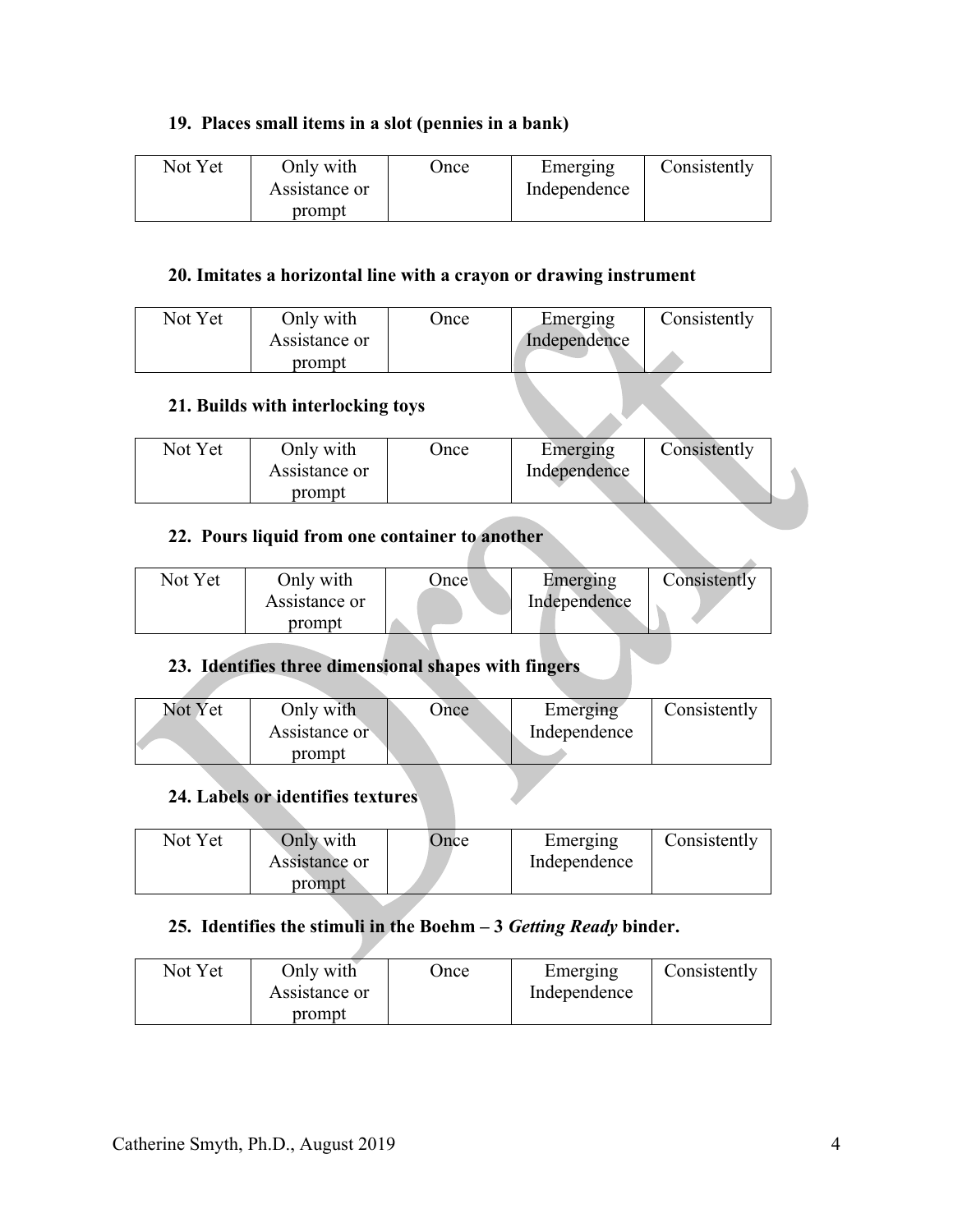**19. Places small items in a slot (pennies in a bank)**

| | | | | |
|---|---|---|---|---|
| Not Yet | Only with Assistance or prompt | Once | Emerging Independence | Consistently |

**20. Imitates a horizontal line with a crayon or drawing instrument**

| | | | | |
|---|---|---|---|---|
| Not Yet | Only with Assistance or prompt | Once | Emerging Independence | Consistently |

**21. Builds with interlocking toys**

| | | | | |
|---|---|---|---|---|
| Not Yet | Only with Assistance or prompt | Once | Emerging Independence | Consistently |

**22. Pours liquid from one container to another**

| | | | | |
|---|---|---|---|---|
| Not Yet | Only with Assistance or prompt | Once | Emerging Independence | Consistently |

**23. Identifies three dimensional shapes with fingers**

| | | | | |
|---|---|---|---|---|
| Not Yet | Only with Assistance or prompt | Once | Emerging Independence | Consistently |

**24. Labels or identifies textures**

| | | | | |
|---|---|---|---|---|
| Not Yet | Only with Assistance or prompt | Once | Emerging Independence | Consistently |

**25. Identifies the stimuli in the Boehm – 3 *Getting Ready* binder.**

| | | | | |
|---|---|---|---|---|
| Not Yet | Only with Assistance or prompt | Once | Emerging Independence | Consistently |

Catherine Smyth, Ph.D., August 2019